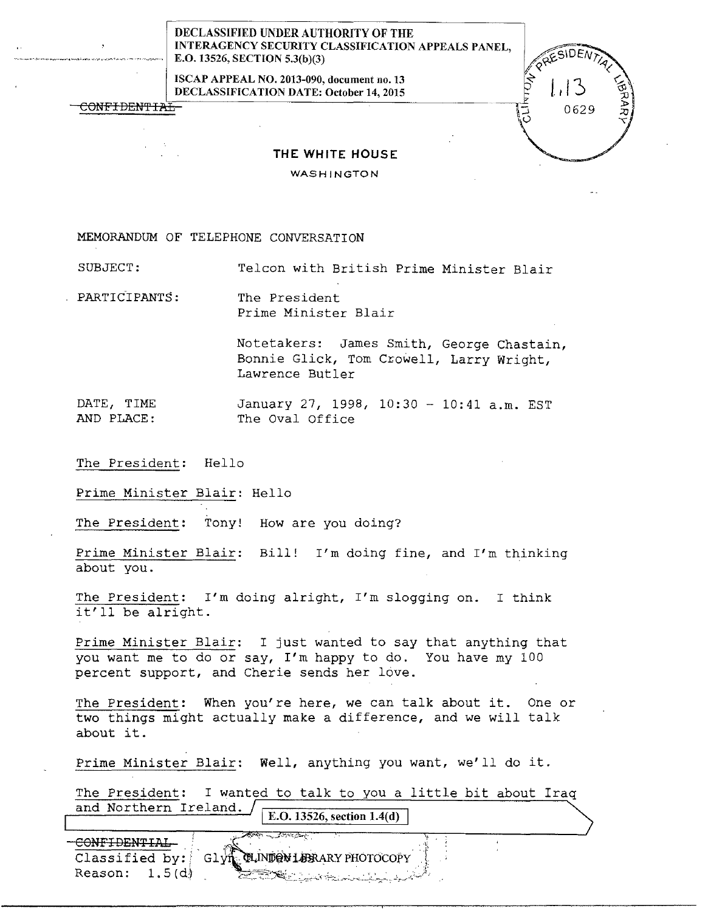DECLASSIFIED UNDER AUTHORITY OF THE INTERAGENCY SECURITY CLASSIFICATION APPEALS PANEL, E.O. 13526, SECTION 5.3(b)(3)

ISCAP APPEAL NO. 2013-090, document no. 13
DECLASSIFICATION DATE: October 14, 2015

~~CONFIDENTIAL~~

CLINTON PRESIDENTIAL LIBRARY 1.13 0629

# THE WHITE HOUSE

WASHINGTON

MEMORANDUM OF TELEPHONE CONVERSATION

SUBJECT: Telcon with British Prime Minister Blair

PARTICIPANTS: The President
Prime Minister Blair

Notetakers: James Smith, George Chastain, Bonnie Glick, Tom Crowell, Larry Wright, Lawrence Butler

DATE, TIME AND PLACE: January 27, 1998, 10:30 - 10:41 a.m. EST
The Oval Office

The President: Hello

Prime Minister Blair: Hello

The President: Tony! How are you doing?

Prime Minister Blair: Bill! I'm doing fine, and I'm thinking about you.

The President: I'm doing alright, I'm slogging on. I think it'll be alright.

Prime Minister Blair: I just wanted to say that anything that you want me to do or say, I'm happy to do. You have my 100 percent support, and Cherie sends her love.

The President: When you're here, we can talk about it. One or two things might actually make a difference, and we will talk about it.

Prime Minister Blair: Well, anything you want, we'll do it.

The President: I wanted to talk to you a little bit about Iraq and Northern Ireland.

E.O. 13526, section 1.4(d)

~~CONFIDENTIAL~~
Classified by: Glyn
Reason: 1.5(d)

CLINTON LIBRARY PHOTOCOPY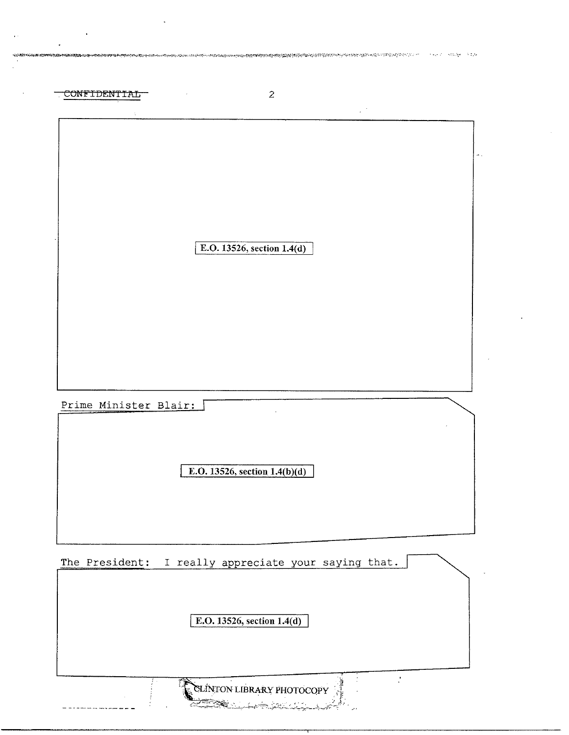CONFIDENTIAL

E.O. 13526, section 1.4(d)

Prime Minister Blair:

E.O. 13526, section 1.4(b)(d)

The President: I really appreciate your saying that.

E.O. 13526, section 1.4(d)

CLINTON LIBRARY PHOTOCOPY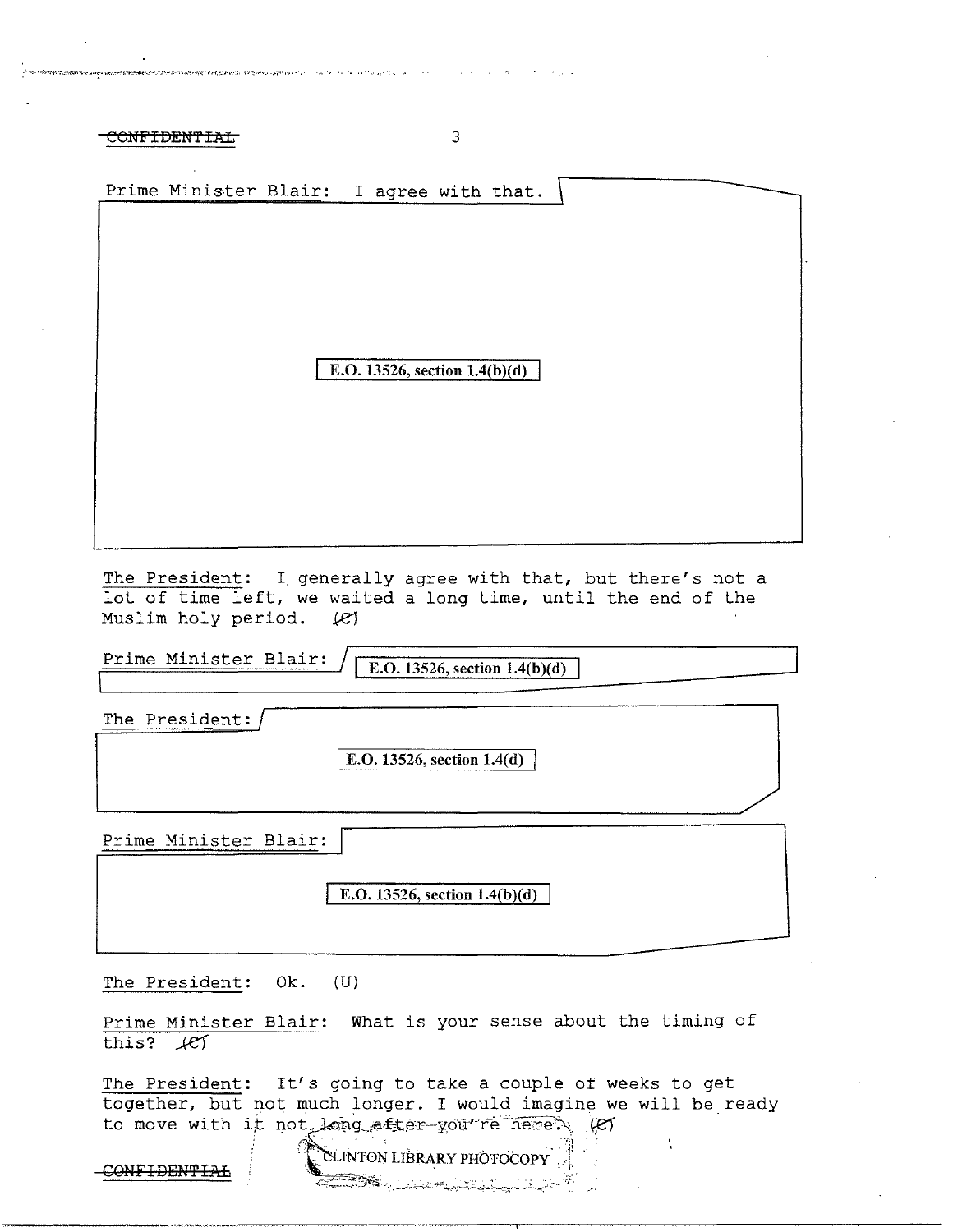CONFIDENTIAL

Prime Minister Blair: I agree with that.

E.O. 13526, section 1.4(b)(d)

The President: I generally agree with that, but there's not a lot of time left, we waited a long time, until the end of the Muslim holy period. (C)

Prime Minister Blair: E.O. 13526, section 1.4(b)(d)

The President: E.O. 13526, section 1.4(d)

Prime Minister Blair: E.O. 13526, section 1.4(b)(d)

The President: Ok. (U)

Prime Minister Blair: What is your sense about the timing of this? (C)

The President: It's going to take a couple of weeks to get together, but not much longer. I would imagine we will be ready to move with it not long after you're here. (C)

CONFIDENTIAL

CLINTON LIBRARY PHOTOCOPY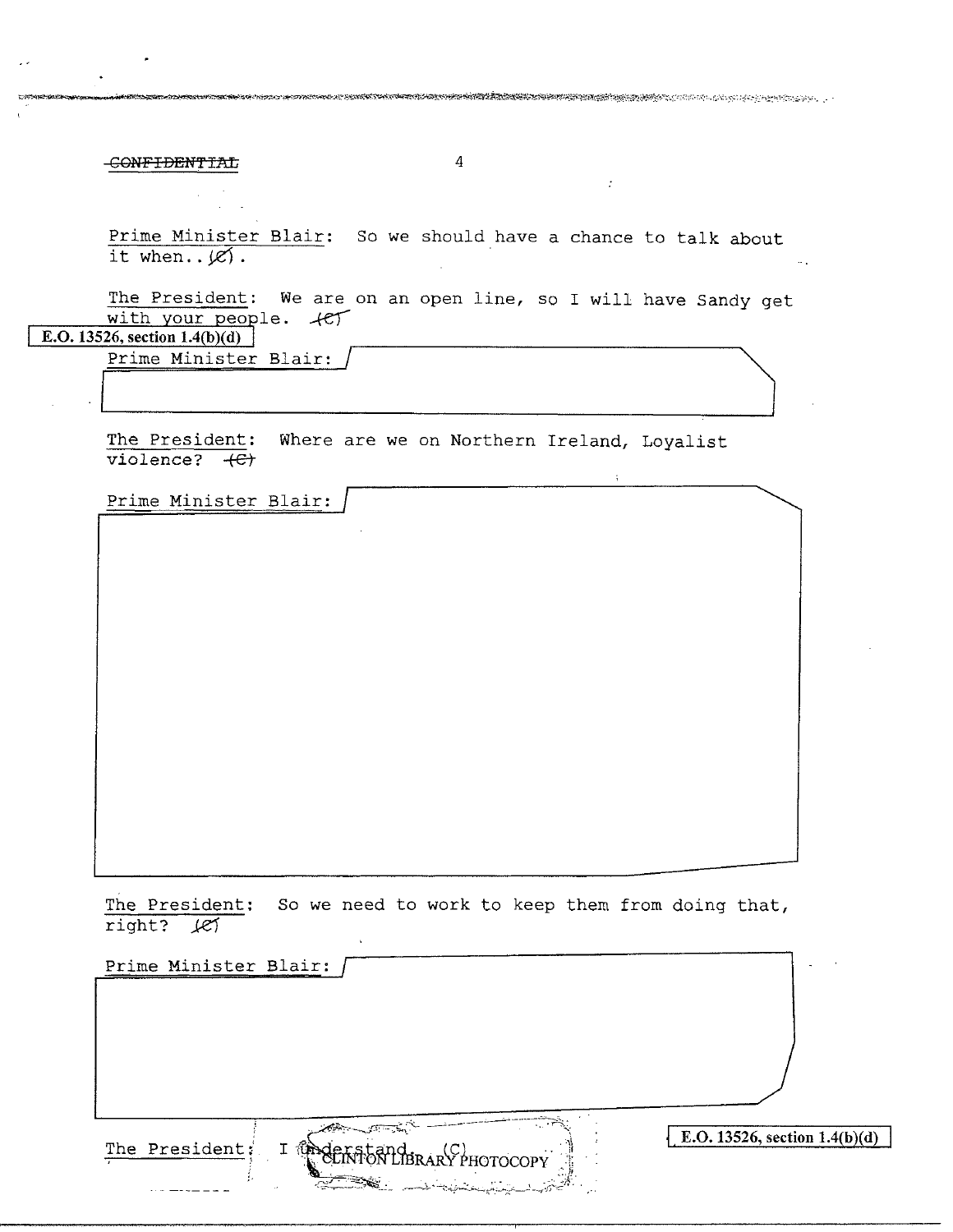~~CONFIDENTIAL~~

Prime Minister Blair: So we should have a chance to talk about it when.. (C).

The President: We are on an open line, so I will have Sandy get with your people. (C)

E.O. 13526, section 1.4(b)(d)

Prime Minister Blair:

The President: Where are we on Northern Ireland, Loyalist violence? (C)

Prime Minister Blair:

The President: So we need to work to keep them from doing that, right? (C)

Prime Minister Blair:

E.O. 13526, section 1.4(b)(d)

The President: I understand. (C)

CLINTON LIBRARY PHOTOCOPY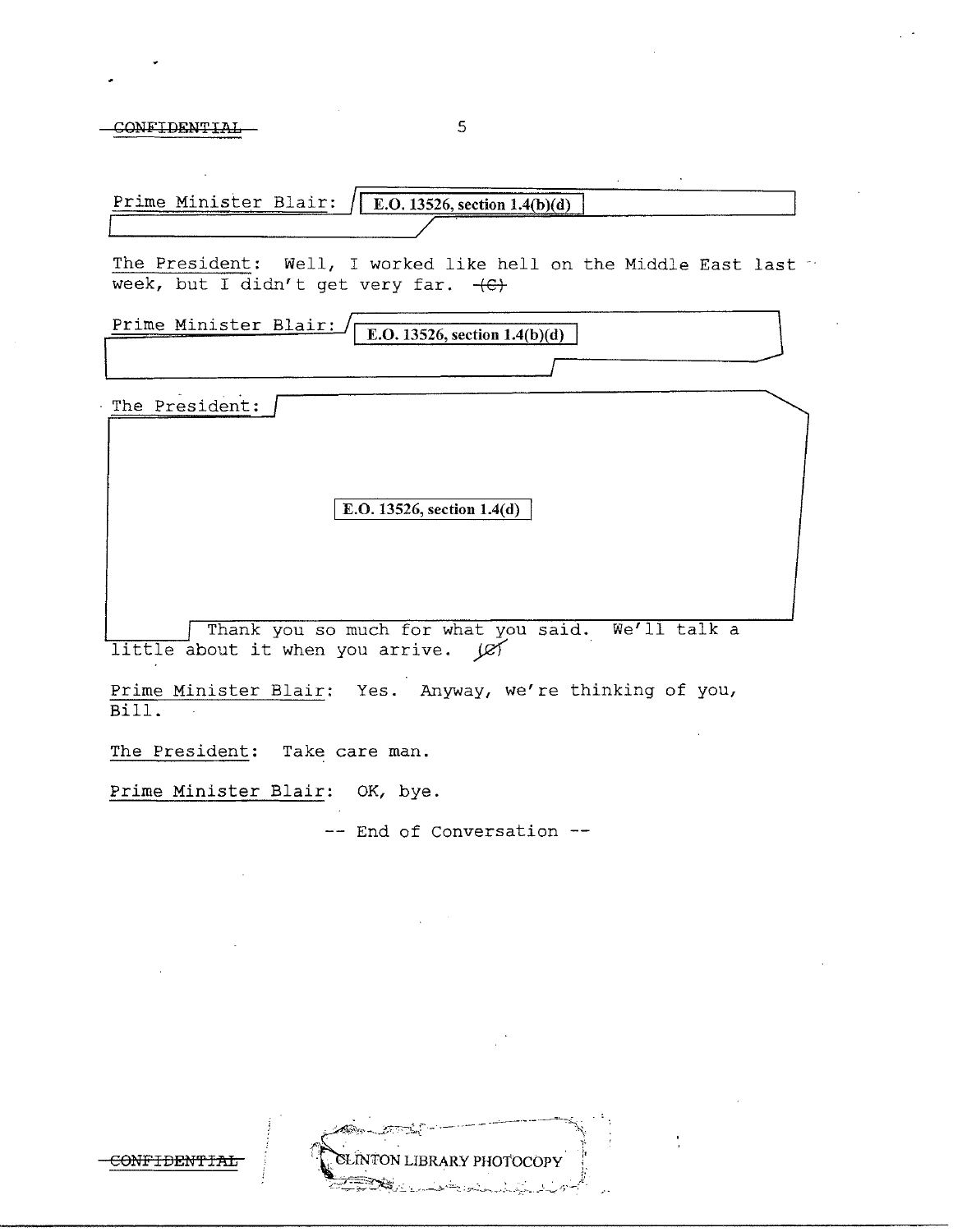CONFIDENTIAL

Prime Minister Blair: E.O. 13526, section 1.4(b)(d)

The President: Well, I worked like hell on the Middle East last week, but I didn't get very far. (C)

Prime Minister Blair: E.O. 13526, section 1.4(b)(d)

The President: E.O. 13526, section 1.4(d)

Thank you so much for what you said. We'll talk a little about it when you arrive. (C)

Prime Minister Blair: Yes. Anyway, we're thinking of you, Bill.

The President: Take care man.

Prime Minister Blair: OK, bye.

-- End of Conversation --

CONFIDENTIAL

CLINTON LIBRARY PHOTOCOPY